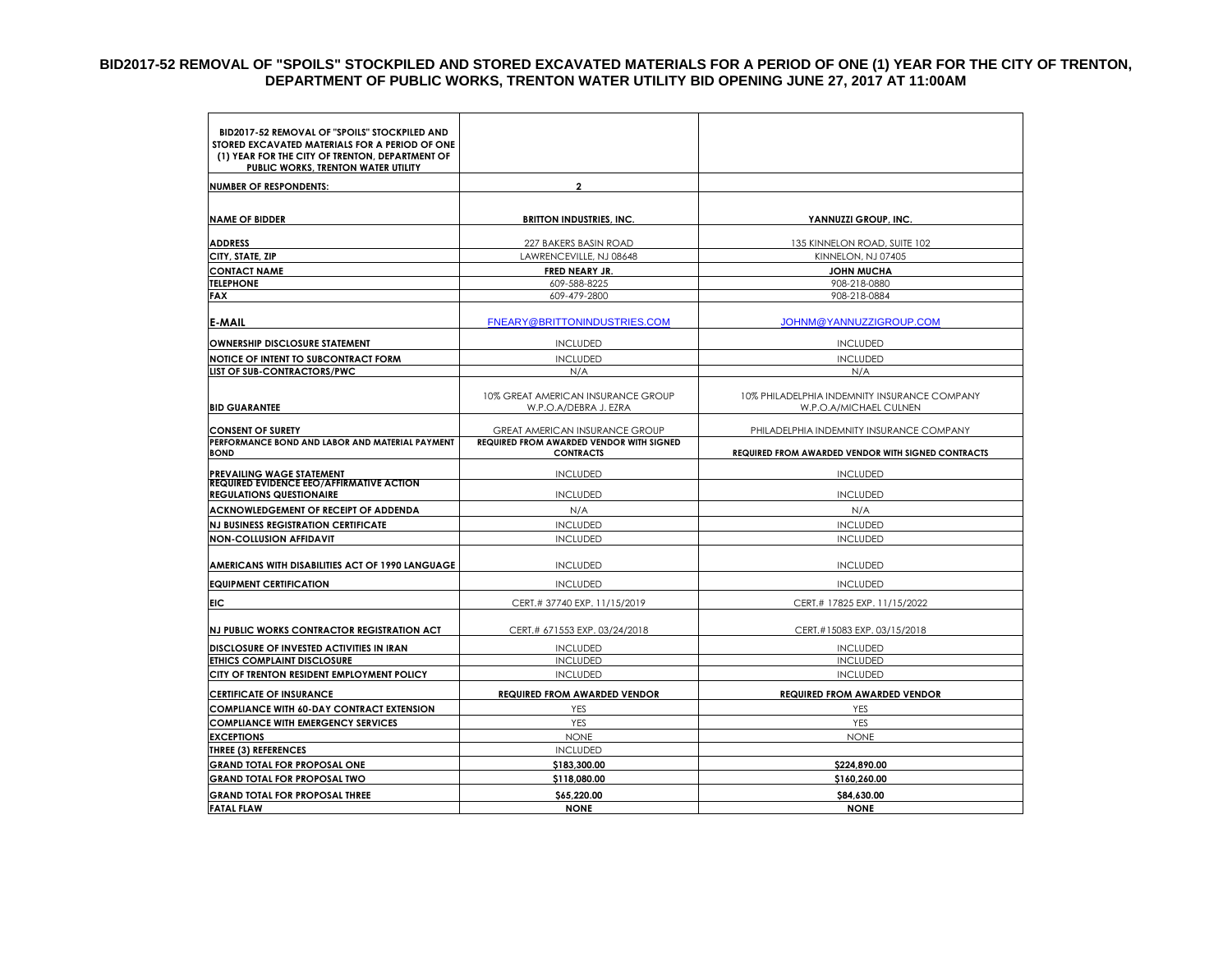# BID2017-52 REMOVAL OF "SPOILS" STOCKPILED AND STORED EXCAVATED MATERIALS FOR A PERIOD OF ONE (1) YEAR FOR THE CITY OF TRENTON, DEPARTMENT OF PUBLIC WORKS, TRENTON WATER UTILITY BID OPENING JUNE 27, 2017 AT 11:00AM

| BID2017-52 REMOVAL OF "SPOILS" STOCKPILED AND STORED EXCAVATED MATERIALS FOR A PERIOD OF ONE (1) YEAR FOR THE CITY OF TRENTON, DEPARTMENT OF PUBLIC WORKS, TRENTON WATER UTILITY | | |
|---|---|---|
| **NUMBER OF RESPONDENTS:** | **2** | |
| **NAME OF BIDDER** | **BRITTON INDUSTRIES, INC.** | **YANNUZZI GROUP, INC.** |
| **ADDRESS** | 227 BAKERS BASIN ROAD | 135 KINNELON ROAD, SUITE 102 |
| **CITY, STATE, ZIP** | LAWRENCEVILLE, NJ 08648 | KINNELON, NJ 07405 |
| **CONTACT NAME** | **FRED NEARY JR.** | **JOHN MUCHA** |
| **TELEPHONE** | 609-588-8225 | 908-218-0880 |
| **FAX** | 609-479-2800 | 908-218-0884 |
| **E-MAIL** | FNEARY@BRITTONINDUSTRIES.COM | JOHNM@YANNUZZIGROUP.COM |
| **OWNERSHIP DISCLOSURE STATEMENT** | INCLUDED | INCLUDED |
| **NOTICE OF INTENT TO SUBCONTRACT FORM** | INCLUDED | INCLUDED |
| **LIST OF SUB-CONTRACTORS/PWC** | N/A | N/A |
| **BID GUARANTEE** | 10% GREAT AMERICAN INSURANCE GROUP W.P.O.A/DEBRA J. EZRA | 10% PHILADELPHIA INDEMNITY INSURANCE COMPANY W.P.O.A/MICHAEL CULNEN |
| **CONSENT OF SURETY** | GREAT AMERICAN INSURANCE GROUP | PHILADELPHIA INDEMNITY INSURANCE COMPANY |
| **PERFORMANCE BOND AND LABOR AND MATERIAL PAYMENT BOND** | **REQUIRED FROM AWARDED VENDOR WITH SIGNED CONTRACTS** | **REQUIRED FROM AWARDED VENDOR WITH SIGNED CONTRACTS** |
| **PREVAILING WAGE STATEMENT** | INCLUDED | INCLUDED |
| **REQUIRED EVIDENCE EEO/AFFIRMATIVE ACTION REGULATIONS QUESTIONAIRE** | INCLUDED | INCLUDED |
| **ACKNOWLEDGEMENT OF RECEIPT OF ADDENDA** | N/A | N/A |
| **NJ BUSINESS REGISTRATION CERTIFICATE** | INCLUDED | INCLUDED |
| **NON-COLLUSION AFFIDAVIT** | INCLUDED | INCLUDED |
| **AMERICANS WITH DISABILITIES ACT OF 1990 LANGUAGE** | INCLUDED | INCLUDED |
| **EQUIPMENT CERTIFICATION** | INCLUDED | INCLUDED |
| **EIC** | CERT.# 37740 EXP. 11/15/2019 | CERT.# 17825 EXP. 11/15/2022 |
| **NJ PUBLIC WORKS CONTRACTOR REGISTRATION ACT** | CERT.# 671553 EXP. 03/24/2018 | CERT.#15083 EXP. 03/15/2018 |
| **DISCLOSURE OF INVESTED ACTIVITIES IN IRAN** | INCLUDED | INCLUDED |
| **ETHICS COMPLAINT DISCLOSURE** | INCLUDED | INCLUDED |
| **CITY OF TRENTON RESIDENT EMPLOYMENT POLICY** | INCLUDED | INCLUDED |
| **CERTIFICATE OF INSURANCE** | **REQUIRED FROM AWARDED VENDOR** | **REQUIRED FROM AWARDED VENDOR** |
| **COMPLIANCE WITH 60-DAY CONTRACT EXTENSION** | YES | YES |
| **COMPLIANCE WITH EMERGENCY SERVICES** | YES | YES |
| **EXCEPTIONS** | NONE | NONE |
| **THREE (3) REFERENCES** | INCLUDED | |
| **GRAND TOTAL FOR PROPOSAL ONE** | **$183,300.00** | **$224,890.00** |
| **GRAND TOTAL FOR PROPOSAL TWO** | **$118,080.00** | **$160,260.00** |
| **GRAND TOTAL FOR PROPOSAL THREE** | **$65,220.00** | **$84,630.00** |
| **FATAL FLAW** | **NONE** | **NONE** |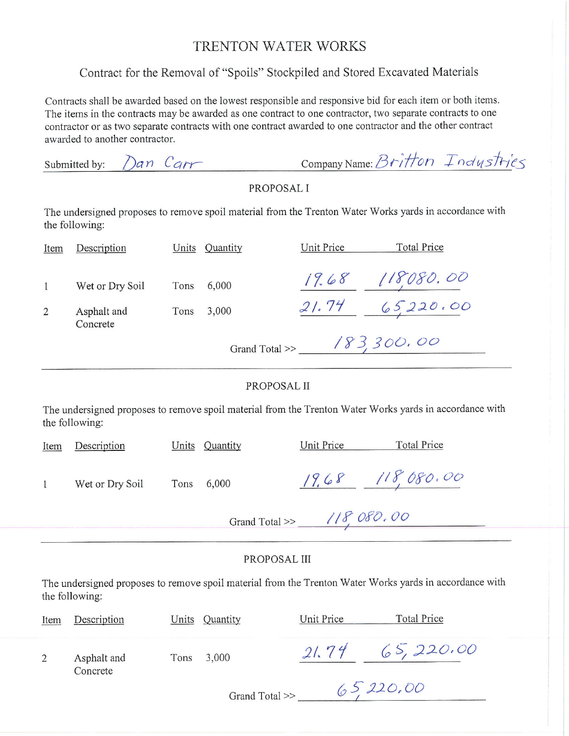# TRENTON WATER WORKS

## Contract for the Removal of "Spoils" Stockpiled and Stored Excavated Materials

Contracts shall be awarded based on the lowest responsible and responsive bid for each item or both items. The items in the contracts may be awarded as one contract to one contractor, two separate contracts to one contractor or as two separate contracts with one contract awarded to one contractor and the other contract awarded to another contractor.

Submitted by: Dan Carr                Company Name: Britton Industries

### PROPOSAL I

The undersigned proposes to remove spoil material from the Trenton Water Works yards in accordance with the following:

| Item | Description | Units | Quantity | Unit Price | Total Price |
|---|---|---|---|---|---|
| 1 | Wet or Dry Soil | Tons | 6,000 | 19.68 | 118,080.00 |
| 2 | Asphalt and Concrete | Tons | 3,000 | 21.74 | 65,220.00 |
| | | | | Grand Total >> | 183,300.00 |

### PROPOSAL II

The undersigned proposes to remove spoil material from the Trenton Water Works yards in accordance with the following:

| Item | Description | Units | Quantity | Unit Price | Total Price |
|---|---|---|---|---|---|
| 1 | Wet or Dry Soil | Tons | 6,000 | 19.68 | 118,080.00 |
| | | | | Grand Total >> | 118,080.00 |

### PROPOSAL III

The undersigned proposes to remove spoil material from the Trenton Water Works yards in accordance with the following:

| Item | Description | Units | Quantity | Unit Price | Total Price |
|---|---|---|---|---|---|
| 2 | Asphalt and Concrete | Tons | 3,000 | 21.74 | 65,220.00 |
| | | | | Grand Total >> | 65,220.00 |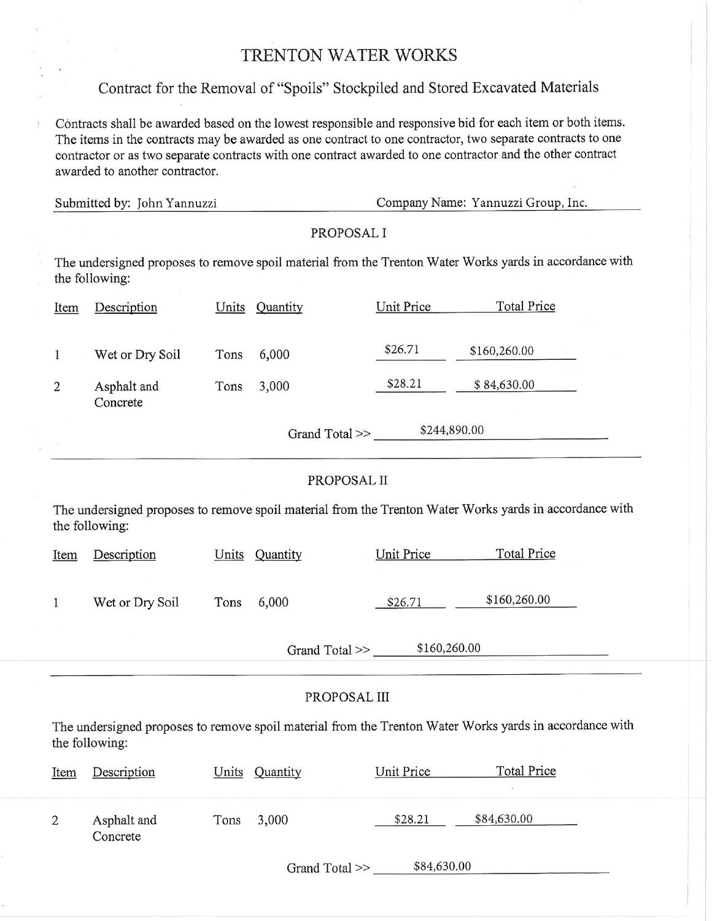# TRENTON WATER WORKS

## Contract for the Removal of "Spoils" Stockpiled and Stored Excavated Materials

Contracts shall be awarded based on the lowest responsible and responsive bid for each item or both items. The items in the contracts may be awarded as one contract to one contractor, two separate contracts to one contractor or as two separate contracts with one contract awarded to one contractor and the other contract awarded to another contractor.

Submitted by: John Yannuzzi

Company Name: Yannuzzi Group, Inc.

### PROPOSAL I

The undersigned proposes to remove spoil material from the Trenton Water Works yards in accordance with the following:

| Item | Description | Units | Quantity | Unit Price | Total Price |
|---|---|---|---|---|---|
| 1 | Wet or Dry Soil | Tons | 6,000 | $26.71 | $160,260.00 |
| 2 | Asphalt and Concrete | Tons | 3,000 | $28.21 | $ 84,630.00 |
| | | | | Grand Total >> | $244,890.00 |

### PROPOSAL II

The undersigned proposes to remove spoil material from the Trenton Water Works yards in accordance with the following:

| Item | Description | Units | Quantity | Unit Price | Total Price |
|---|---|---|---|---|---|
| 1 | Wet or Dry Soil | Tons | 6,000 | $26.71 | $160,260.00 |
| | | | | Grand Total >> | $160,260.00 |

### PROPOSAL III

The undersigned proposes to remove spoil material from the Trenton Water Works yards in accordance with the following:

| Item | Description | Units | Quantity | Unit Price | Total Price |
|---|---|---|---|---|---|
| 2 | Asphalt and Concrete | Tons | 3,000 | $28.21 | $84,630.00 |
| | | | | Grand Total >> | $84,630.00 |